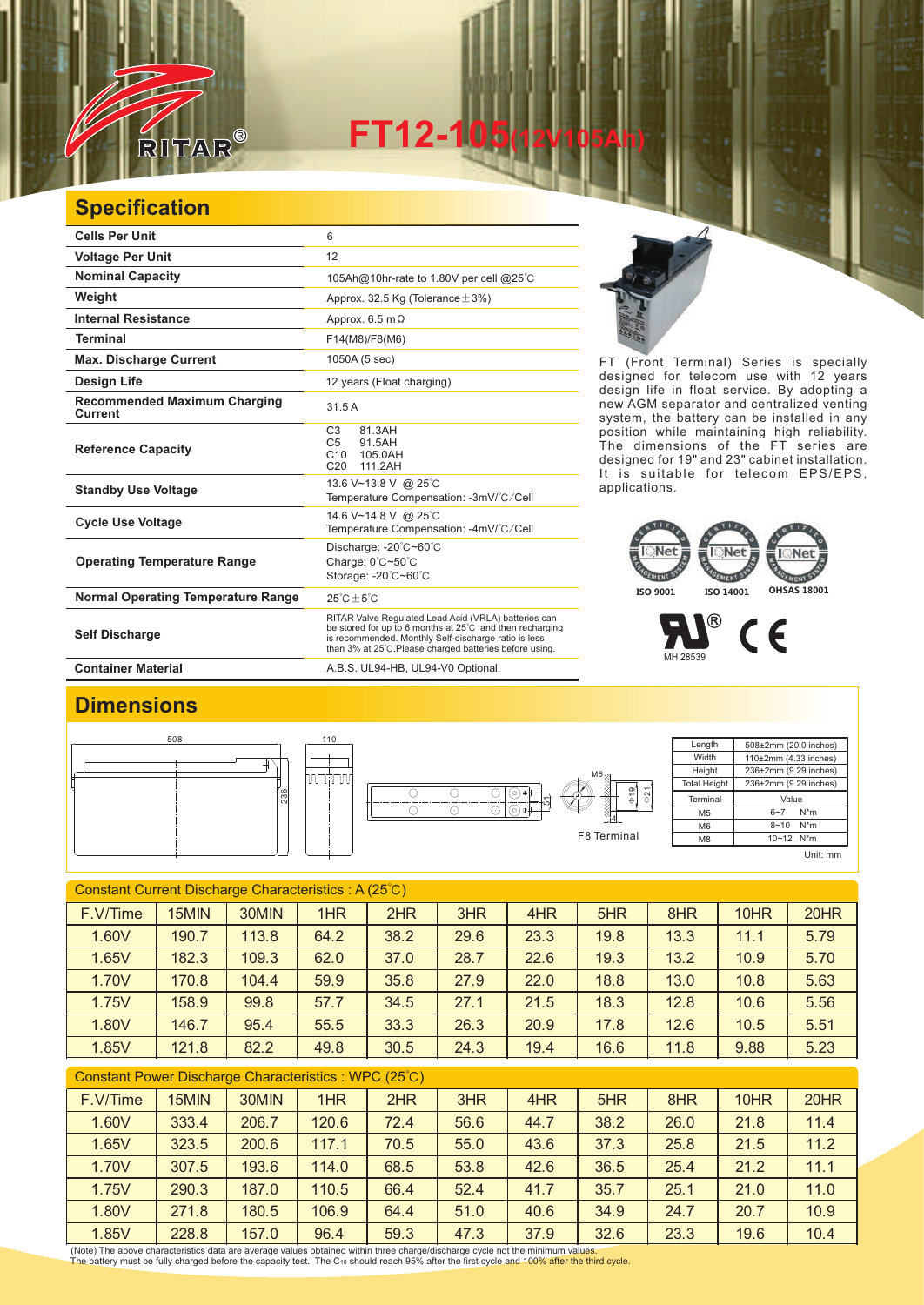RITAR®

# FT12-105(12V105Ah)

## Specification

| | |
|---|---|
| **Cells Per Unit** | 6 |
| **Voltage Per Unit** | 12 |
| **Nominal Capacity** | 105Ah@10hr-rate to 1.80V per cell @25℃ |
| **Weight** | Approx. 32.5 Kg (Tolerance±3%) |
| **Internal Resistance** | Approx. 6.5 mΩ |
| **Terminal** | F14(M8)/F8(M6) |
| **Max. Discharge Current** | 1050A (5 sec) |
| **Design Life** | 12 years (Float charging) |
| **Recommended Maximum Charging Current** | 31.5 A |
| **Reference Capacity** | C3 81.3AH<br>C5 91.5AH<br>C10 105.0AH<br>C20 111.2AH |
| **Standby Use Voltage** | 13.6 V~13.8 V @ 25℃<br>Temperature Compensation: -3mV/℃/Cell |
| **Cycle Use Voltage** | 14.6 V~14.8 V @ 25℃<br>Temperature Compensation: -4mV/℃/Cell |
| **Operating Temperature Range** | Discharge: -20℃~60℃<br>Charge: 0℃~50℃<br>Storage: -20℃~60℃ |
| **Normal Operating Temperature Range** | 25℃±5℃ |
| **Self Discharge** | RITAR Valve Regulated Lead Acid (VRLA) batteries can be stored for up to 6 months at 25℃ and then recharging is recommended. Monthly Self-discharge ratio is less than 3% at 25℃.Please charged batteries before using. |
| **Container Material** | A.B.S. UL94-HB, UL94-V0 Optional. |

FT (Front Terminal) Series is specially designed for telecom use with 12 years design life in float service. By adopting a new AGM separator and centralized venting system, the battery can be installed in any position while maintaining high reliability. The dimensions of the FT series are designed for 19" and 23" cabinet installation. It is suitable for telecom EPS/EPS, applications.

ISO 9001 ISO 14001 OHSAS 18001

MH 28539

## Dimensions

| Length | 508±2mm (20.0 inches) |
|---|---|
| Width | 110±2mm (4.33 inches) |
| Height | 236±2mm (9.29 inches) |
| Total Height | 236±2mm (9.29 inches) |

| Terminal | Value |
|---|---|
| M5 | 6~7 N*m |
| M6 | 8~10 N*m |
| M8 | 10~12 N*m |

F8 Terminal

Unit: mm

Constant Current Discharge Characteristics : A (25℃)

| F.V/Time | 15MIN | 30MIN | 1HR | 2HR | 3HR | 4HR | 5HR | 8HR | 10HR | 20HR |
|---|---|---|---|---|---|---|---|---|---|---|
| 1.60V | 190.7 | 113.8 | 64.2 | 38.2 | 29.6 | 23.3 | 19.8 | 13.3 | 11.1 | 5.79 |
| 1.65V | 182.3 | 109.3 | 62.0 | 37.0 | 28.7 | 22.6 | 19.3 | 13.2 | 10.9 | 5.70 |
| 1.70V | 170.8 | 104.4 | 59.9 | 35.8 | 27.9 | 22.0 | 18.8 | 13.0 | 10.8 | 5.63 |
| 1.75V | 158.9 | 99.8 | 57.7 | 34.5 | 27.1 | 21.5 | 18.3 | 12.8 | 10.6 | 5.56 |
| 1.80V | 146.7 | 95.4 | 55.5 | 33.3 | 26.3 | 20.9 | 17.8 | 12.6 | 10.5 | 5.51 |
| 1.85V | 121.8 | 82.2 | 49.8 | 30.5 | 24.3 | 19.4 | 16.6 | 11.8 | 9.88 | 5.23 |

Constant Power Discharge Characteristics : WPC (25℃)

| F.V/Time | 15MIN | 30MIN | 1HR | 2HR | 3HR | 4HR | 5HR | 8HR | 10HR | 20HR |
|---|---|---|---|---|---|---|---|---|---|---|
| 1.60V | 333.4 | 206.7 | 120.6 | 72.4 | 56.6 | 44.7 | 38.2 | 26.0 | 21.8 | 11.4 |
| 1.65V | 323.5 | 200.6 | 117.1 | 70.5 | 55.0 | 43.6 | 37.3 | 25.8 | 21.5 | 11.2 |
| 1.70V | 307.5 | 193.6 | 114.0 | 68.5 | 53.8 | 42.6 | 36.5 | 25.4 | 21.2 | 11.1 |
| 1.75V | 290.3 | 187.0 | 110.5 | 66.4 | 52.4 | 41.7 | 35.7 | 25.1 | 21.0 | 11.0 |
| 1.80V | 271.8 | 180.5 | 106.9 | 64.4 | 51.0 | 40.6 | 34.9 | 24.7 | 20.7 | 10.9 |
| 1.85V | 228.8 | 157.0 | 96.4 | 59.3 | 47.3 | 37.9 | 32.6 | 23.3 | 19.6 | 10.4 |

(Note) The above characteristics data are average values obtained within three charge/discharge cycle not the minimum values.
The battery must be fully charged before the capacity test. The $C_{10}$ should reach 95% after the first cycle and 100% after the third cycle.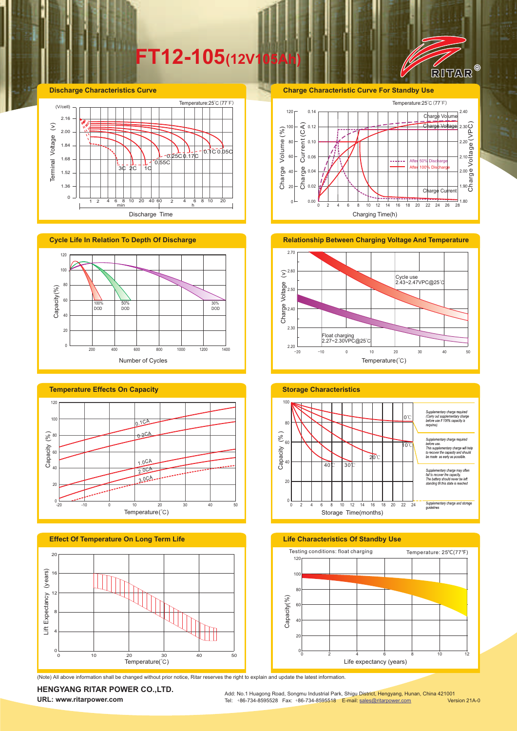# FT12-105(12V105Ah)

RITAR®

## Discharge Characteristics Curve

Temperature:25°C (77°F)

(V/cell)

Terminal Voltage (v)

2.16
2.00
1.84
1.68
1.52
1.36
0

3C 2C 1C 0.55C 0.25C 0.17C 0.1C 0.05C

1 2 4 6 8 10 20 40 60 2 4 6 8 10 20

min h

Discharge Time

## Charge Characteristic Curve For Standby Use

Temperature:25°C (77°F)

Charge Volume (%) Charge Current (CA) Charge Voltage (VPC)

120 100 80 60 40 20 0

0.14 0.12 0.10 0.06 0.04 0.02 0.00

2.40 2.30 2.20 2.10 2.00 1.90 1.80

Charge Volume

Charge Voltage

After 50% Discharge

After 100% Discharge

Charge Current

0 2 4 6 8 10 12 14 16 18 20 22 24 26 28

Charging Time(h)

## Cycle Life In Relation To Depth Of Discharge

Capacity(%)

120 100 80 60 40 20 0

100% DOD

50% DOD

30% DOD

200 400 600 800 1000 1200 1400

Number of Cycles

## Relationship Between Charging Voltage And Temperature

Charge Voltage (v)

2.70 2.60 2.50 2.40 2.30 2.20

Cycle use
2.43~2.47VPC@25°C

Float charging
2.27~2.30VPC@25°C

−20 −10 0 10 20 30 40 50

Temperature(°C)

## Temperature Effects On Capacity

Capacity (%)

120 100 80 60 40 20 0

0.1CA

0.2CA

1.0CA

2.0CA

3.0CA

-20 -10 0 10 20 30 40 50

Temperature(°C)

## Storage Characteristics

Capacity (%)

100 80 60 40 20 0

0°C

10°C

20°C

40°C 30°C

0 2 4 6 8 10 12 14 16 18 20 22 24

Storage Time(months)

Supplementary charge required (Carry out supplementary charge before use if 100% capacity is requires)

Supplementary charge required before use. This supplementary charge will help to recover the capacity and should be made as early as possible.

Supplementary charge may often fail to recover the capacity. The battery should never be left standing till this state is reached

Supplementary charge and storage guidelines

## Effect Of Temperature On Long Term Life

Lift Expectancy (years)

20 16 12 8 4 0

0 10 20 30 40 50

Temperature(°C)

## Life Characteristics Of Standby Use

Testing conditions: float charging

Temperature: 25°C(77°F)

Capacity(%)

120 100 80 60 40 20 0

0 2 4 6 8 10 12

Life expectancy (years)

(Note) All above information shall be changed without prior notice, Ritar reserves the right to explain and update the latest information.

**HENGYANG RITAR POWER CO.,LTD.**

**URL: www.ritarpower.com**

Add: No.1 Huagong Road, Songmu Industrial Park, Shigu District, Hengyang, Hunan, China 421001

Tel: +86-734-8595528 Fax: +86-734-8595518 E-mail: sales@ritarpower.com

Version 21A-0